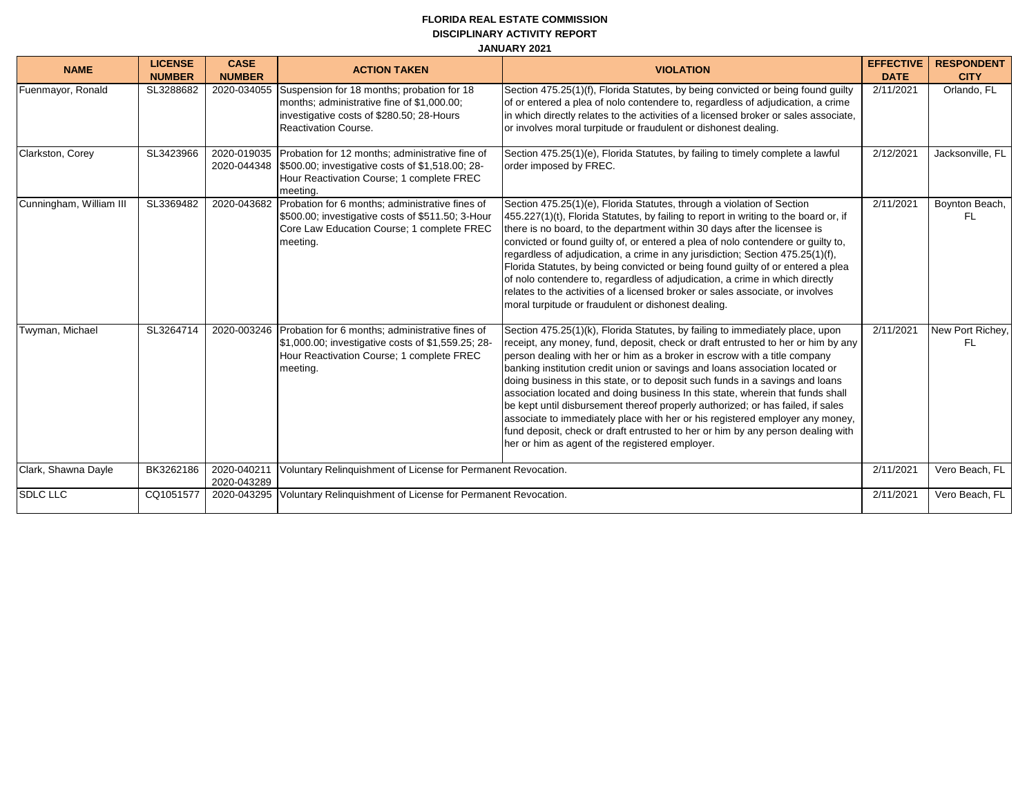**FLORIDA REAL ESTATE COMMISSION**

**DISCIPLINARY ACTIVITY REPORT**

**JANUARY 2021**

| NAME | LICENSE NUMBER | CASE NUMBER | ACTION TAKEN | VIOLATION | EFFECTIVE DATE | RESPONDENT CITY |
|---|---|---|---|---|---|---|
| Fuenmayor, Ronald | SL3288682 | 2020-034055 | Suspension for 18 months; probation for 18 months; administrative fine of $1,000.00; investigative costs of $280.50; 28-Hours Reactivation Course. | Section 475.25(f), Florida Statutes, by being convicted or being found guilty of or entered a plea of nolo contendere to, regardless of adjudication, a crime in which directly relates to the activities of a licensed broker or sales associate, or involves moral turpitude or fraudulent or dishonest dealing. | 2/11/2021 | Orlando, FL |
| Clarkston, Corey | SL3423966 | 2020-019035 2020-044348 | Probation for 12 months; administrative fine of $500.00; investigative costs of $1,518.00; 28-Hour Reactivation Course; 1 complete FREC meeting. | Section 475.25(1)(e), Florida Statutes, by failing to timely complete a lawful order imposed by FREC. | 2/12/2021 | Jacksonville, FL |
| Cunningham, William III | SL3369482 | 2020-043682 | Probation for 6 months; administrative fines of $500.00; investigative costs of $511.50; 3-Hour Core Law Education Course; 1 complete FREC meeting. | Section 475.25(1)(e), Florida Statutes, through a violation of Section 455.227(1)(t), Florida Statutes, by failing to report in writing to the board or, if there is no board, to the department within 30 days after the licensee is convicted or found guilty of, or entered a plea of nolo contendere or guilty to, regardless of adjudication, a crime in any jurisdiction; Section 475.25(1)(f), Florida Statutes, by being convicted or being found guilty of or entered a plea of nolo contendere to, regardless of adjudication, a crime in which directly relates to the activities of a licensed broker or sales associate, or involves moral turpitude or fraudulent or dishonest dealing. | 2/11/2021 | Boynton Beach, FL |
| Twyman, Michael | SL3264714 | 2020-003246 | Probation for 6 months; administrative fines of $1,000.00; investigative costs of $1,559.25; 28-Hour Reactivation Course; 1 complete FREC meeting. | Section 475.25(1)(k), Florida Statutes, by failing to immediately place, upon receipt, any money, fund, deposit, check or draft entrusted to her or him by any person dealing with her or him as a broker in escrow with a title company banking institution credit union or savings and loans association located or doing business in this state, or to deposit such funds in a savings and loans association located and doing business In this state, wherein that funds shall be kept until disbursement thereof properly authorized; or has failed, if sales associate to immediately place with her or his registered employer any money, fund deposit, check or draft entrusted to her or him by any person dealing with her or him as agent of the registered employer. | 2/11/2021 | New Port Richey, FL |
| Clark, Shawna Dayle | BK3262186 | 2020-040211 2020-043289 | Voluntary Relinquishment of License for Permanent Revocation. | | 2/11/2021 | Vero Beach, FL |
| SDLC LLC | CQ1051577 | 2020-043295 | Voluntary Relinquishment of License for Permanent Revocation. | | 2/11/2021 | Vero Beach, FL |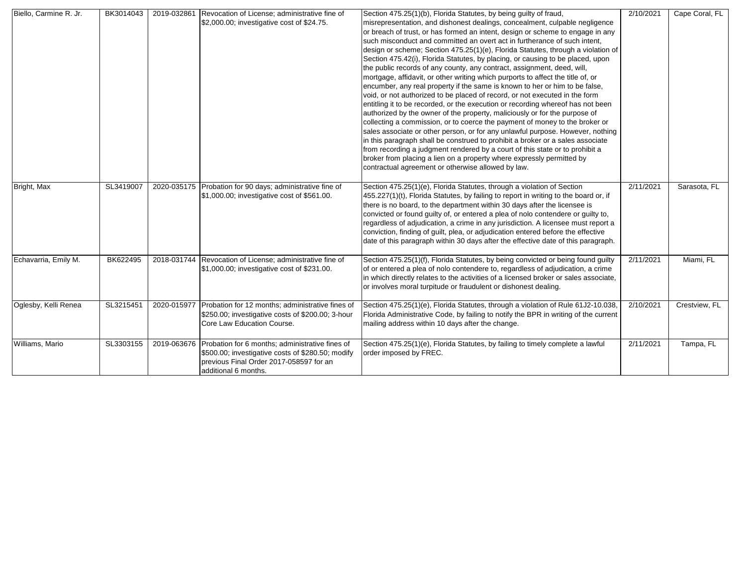| Biello, Carmine R. Jr. | BK3014043 | 2019-032861 | Revocation of License; administrative fine of $2,000.00; investigative cost of $24.75. | Section 475.25(1)(b), Florida Statutes, by being guilty of fraud, misrepresentation, and dishonest dealings, concealment, culpable negligence or breach of trust, or has formed an intent, design or scheme to engage in any such misconduct and committed an overt act in furtherance of such intent, design or scheme; Section 475.25(1)(e), Florida Statutes, through a violation of Section 475.42(i), Florida Statutes, by placing, or causing to be placed, upon the public records of any county, any contract, assignment, deed, will, mortgage, affidavit, or other writing which purports to affect the title of, or encumber, any real property if the same is known to her or him to be false, void, or not authorized to be placed of record, or not executed in the form entitling it to be recorded, or the execution or recording whereof has not been authorized by the owner of the property, maliciously or for the purpose of collecting a commission, or to coerce the payment of money to the broker or sales associate or other person, or for any unlawful purpose. However, nothing in this paragraph shall be construed to prohibit a broker or a sales associate from recording a judgment rendered by a court of this state or to prohibit a broker from placing a lien on a property where expressly permitted by contractual agreement or otherwise allowed by law. | 2/10/2021 | Cape Coral, FL |
|---|---|---|---|---|---|---|
| Bright, Max | SL3419007 | 2020-035175 | Probation for 90 days; administrative fine of $1,000.00; investigative cost of $561.00. | Section 475.25(1)(e), Florida Statutes, through a violation of Section 455.227(1)(t), Florida Statutes, by failing to report in writing to the board or, if there is no board, to the department within 30 days after the licensee is convicted or found guilty of, or entered a plea of nolo contendere or guilty to, regardless of adjudication, a crime in any jurisdiction. A licensee must report a conviction, finding of guilt, plea, or adjudication entered before the effective date of this paragraph within 30 days after the effective date of this paragraph. | 2/11/2021 | Sarasota, FL |
| Echavarria, Emily M. | BK622495 | 2018-031744 | Revocation of License; administrative fine of $1,000.00; investigative cost of $231.00. | Section 475.25(1)(f), Florida Statutes, by being convicted or being found guilty of or entered a plea of nolo contendere to, regardless of adjudication, a crime in which directly relates to the activities of a licensed broker or sales associate, or involves moral turpitude or fraudulent or dishonest dealing. | 2/11/2021 | Miami, FL |
| Oglesby, Kelli Renea | SL3215451 | 2020-015977 | Probation for 12 months; administrative fines of $250.00; investigative costs of $200.00; 3-hour Core Law Education Course. | Section 475.25(1)(e), Florida Statutes, through a violation of Rule 61J2-10.038, Florida Administrative Code, by failing to notify the BPR in writing of the current mailing address within 10 days after the change. | 2/10/2021 | Crestview, FL |
| Williams, Mario | SL3303155 | 2019-063676 | Probation for 6 months; administrative fines of $500.00; investigative costs of $280.50; modify previous Final Order 2017-058597 for an additional 6 months. | Section 475.25(1)(e), Florida Statutes, by failing to timely complete a lawful order imposed by FREC. | 2/11/2021 | Tampa, FL |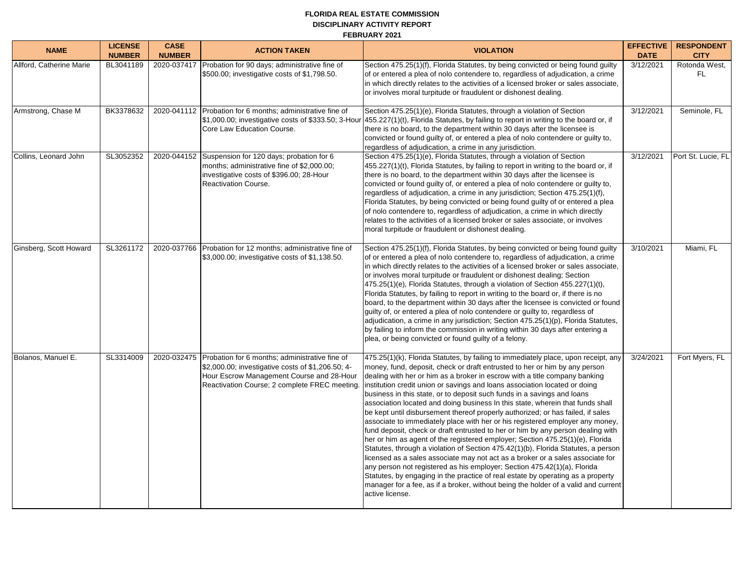**FLORIDA REAL ESTATE COMMISSION**

**DISCIPLINARY ACTIVITY REPORT**

**FEBRUARY 2021**

| NAME | LICENSE NUMBER | CASE NUMBER | ACTION TAKEN | VIOLATION | EFFECTIVE DATE | RESPONDENT CITY |
|---|---|---|---|---|---|---|
| Allford, Catherine Marie | BL3041189 | 2020-037417 | Probation for 90 days; administrative fine of $500.00; investigative costs of $1,798.50. | Section 475.25(1)(f), Florida Statutes, by being convicted or being found guilty of or entered a plea of nolo contendere to, regardless of adjudication, a crime in which directly relates to the activities of a licensed broker or sales associate, or involves moral turpitude or fraudulent or dishonest dealing. | 3/12/2021 | Rotonda West, FL |
| Armstrong, Chase M | BK3378632 | 2020-041112 | Probation for 6 months; administrative fine of $1,000.00; investigative costs of $333.50; 3-Hour Core Law Education Course. | Section 475.25(1)(e), Florida Statutes, through a violation of Section 455.227(1)(t), Florida Statutes, by failing to report in writing to the board or, if there is no board, to the department within 30 days after the licensee is convicted or found guilty of, or entered a plea of nolo contendere or guilty to, regardless of adjudication, a crime in any jurisdiction. | 3/12/2021 | Seminole, FL |
| Collins, Leonard John | SL3052352 | 2020-044152 | Suspension for 120 days; probation for 6 months; administrative fine of $2,000.00; investigative costs of $396.00; 28-Hour Reactivation Course. | Section 475.25(1)(e), Florida Statutes, through a violation of Section 455.227(1)(t), Florida Statutes, by failing to report in writing to the board or, if there is no board, to the department within 30 days after the licensee is convicted or found guilty of, or entered a plea of nolo contendere or guilty to, regardless of adjudication, a crime in any jurisdiction; Section 475.25(1)(f), Florida Statutes, by being convicted or being found guilty of or entered a plea of nolo contendere to, regardless of adjudication, a crime in which directly relates to the activities of a licensed broker or sales associate, or involves moral turpitude or fraudulent or dishonest dealing. | 3/12/2021 | Port St. Lucie, FL |
| Ginsberg, Scott Howard | SL3261172 | 2020-037766 | Probation for 12 months; administrative fine of $3,000.00; investigative costs of $1,138.50. | Section 475.25(1)(f), Florida Statutes, by being convicted or being found guilty of or entered a plea of nolo contendere to, regardless of adjudication, a crime in which directly relates to the activities of a licensed broker or sales associate, or involves moral turpitude or fraudulent or dishonest dealing; Section 475.25(1)(e), Florida Statutes, through a violation of Section 455.227(1)(t), Florida Statutes, by failing to report in writing to the board or, if there is no board, to the department within 30 days after the licensee is convicted or found guilty of, or entered a plea of nolo contendere or guilty to, regardless of adjudication, a crime in any jurisdiction; Section 475.25(1)(p), Florida Statutes, by failing to inform the commission in writing within 30 days after entering a plea, or being convicted or found guilty of a felony. | 3/10/2021 | Miami, FL |
| Bolanos, Manuel E. | SL3314009 | 2020-032475 | Probation for 6 months; administrative fine of $2,000.00; investigative costs of $1,206.50; 4-Hour Escrow Management Course and 28-Hour Reactivation Course; 2 complete FREC meeting. | 475.25(1)(k), Florida Statutes, by failing to immediately place, upon receipt, any money, fund, deposit, check or draft entrusted to her or him by any person dealing with her or him as a broker in escrow with a title company banking institution credit union or savings and loans association located or doing business in this state, or to deposit such funds in a savings and loans association located and doing business In this state, wherein that funds shall be kept until disbursement thereof properly authorized; or has failed, if sales associate to immediately place with her or his registered employer any money, fund deposit, check or draft entrusted to her or him by any person dealing with her or him as agent of the registered employer; Section 475.25(1)(e), Florida Statutes, through a violation of Section 475.42(1)(b), Florida Statutes, a person licensed as a sales associate may not act as a broker or a sales associate for any person not registered as his employer; Section 475.42(1)(a), Florida Statutes, by engaging in the practice of real estate by operating as a property manager for a fee, as if a broker, without being the holder of a valid and current active license. | 3/24/2021 | Fort Myers, FL |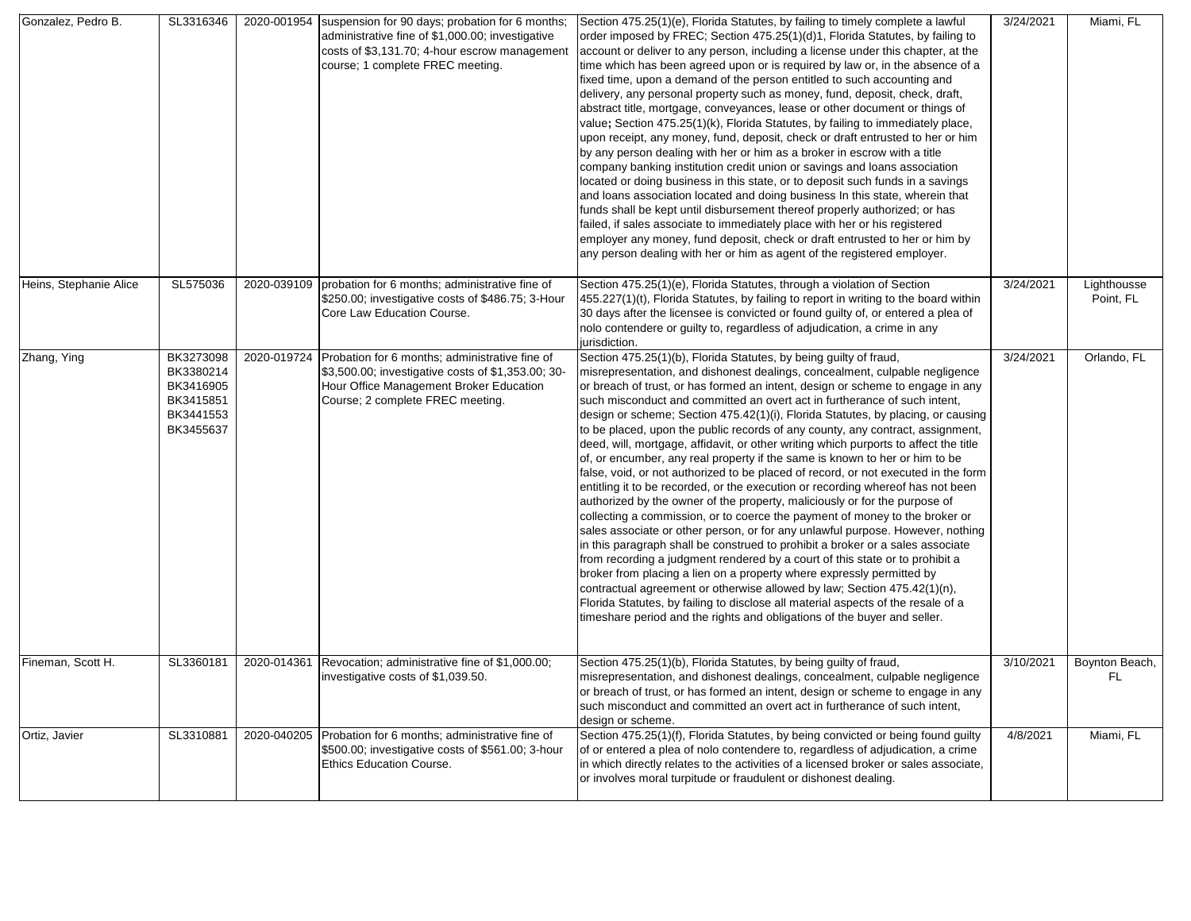| | | | | | | |
|---|---|---|---|---|---|---|
| Gonzalez, Pedro B. | SL3316346 | 2020-001954 | suspension for 90 days; probation for 6 months; administrative fine of $1,000.00; investigative costs of $3,131.70; 4-hour escrow management course; 1 complete FREC meeting. | Section 475.25(1)(e), Florida Statutes, by failing to timely complete a lawful order imposed by FREC; Section 475.25(1)(d)1, Florida Statutes, by failing to account or deliver to any person, including a license under this chapter, at the time which has been agreed upon or is required by law or, in the absence of a fixed time, upon a demand of the person entitled to such accounting and delivery, any personal property such as money, fund, deposit, check, draft, abstract title, mortgage, conveyances, lease or other document or things of value**;** Section 475.25(1)(k), Florida Statutes, by failing to immediately place, upon receipt, any money, fund, deposit, check or draft entrusted to her or him by any person dealing with her or him as a broker in escrow with a title company banking institution credit union or savings and loans association located or doing business in this state, or to deposit such funds in a savings and loans association located and doing business In this state, wherein that funds shall be kept until disbursement thereof properly authorized; or has failed, if sales associate to immediately place with her or his registered employer any money, fund deposit, check or draft entrusted to her or him by any person dealing with her or him as agent of the registered employer. | 3/24/2021 | Miami, FL |
| Heins, Stephanie Alice | SL575036 | 2020-039109 | probation for 6 months; administrative fine of $250.00; investigative costs of $486.75; 3-Hour Core Law Education Course. | Section 475.25(1)(e), Florida Statutes, through a violation of Section 455.227(1)(t), Florida Statutes, by failing to report in writing to the board within 30 days after the licensee is convicted or found guilty of, or entered a plea of nolo contendere or guilty to, regardless of adjudication, a crime in any jurisdiction. | 3/24/2021 | Lighthousse Point, FL |
| Zhang, Ying | BK3273098 BK3380214 BK3416905 BK3415851 BK3441553 BK3455637 | 2020-019724 | Probation for 6 months; administrative fine of $3,500.00; investigative costs of $1,353.00; 30-Hour Office Management Broker Education Course; 2 complete FREC meeting. | Section 475.25(1)(b), Florida Statutes, by being guilty of fraud, misrepresentation, and dishonest dealings, concealment, culpable negligence or breach of trust, or has formed an intent, design or scheme to engage in any such misconduct and committed an overt act in furtherance of such intent, design or scheme; Section 475.42(1)(i), Florida Statutes, by placing, or causing to be placed, upon the public records of any county, any contract, assignment, deed, will, mortgage, affidavit, or other writing which purports to affect the title of, or encumber, any real property if the same is known to her or him to be false, void, or not authorized to be placed of record, or not executed in the form entitling it to be recorded, or the execution or recording whereof has not been authorized by the owner of the property, maliciously or for the purpose of collecting a commission, or to coerce the payment of money to the broker or sales associate or other person, or for any unlawful purpose. However, nothing in this paragraph shall be construed to prohibit a broker or a sales associate from recording a judgment rendered by a court of this state or to prohibit a broker from placing a lien on a property where expressly permitted by contractual agreement or otherwise allowed by law; Section 475.42(1)(n), Florida Statutes, by failing to disclose all material aspects of the resale of a timeshare period and the rights and obligations of the buyer and seller. | 3/24/2021 | Orlando, FL |
| Fineman, Scott H. | SL3360181 | 2020-014361 | Revocation; administrative fine of $1,000.00; investigative costs of $1,039.50. | Section 475.25(1)(b), Florida Statutes, by being guilty of fraud, misrepresentation, and dishonest dealings, concealment, culpable negligence or breach of trust, or has formed an intent, design or scheme to engage in any such misconduct and committed an overt act in furtherance of such intent, design or scheme. | 3/10/2021 | Boynton Beach, FL |
| Ortiz, Javier | SL3310881 | 2020-040205 | Probation for 6 months; administrative fine of $500.00; investigative costs of $561.00; 3-hour Ethics Education Course. | Section 475.25(1)(f), Florida Statutes, by being convicted or being found guilty of or entered a plea of nolo contendere to, regardless of adjudication, a crime in which directly relates to the activities of a licensed broker or sales associate, or involves moral turpitude or fraudulent or dishonest dealing. | 4/8/2021 | Miami, FL |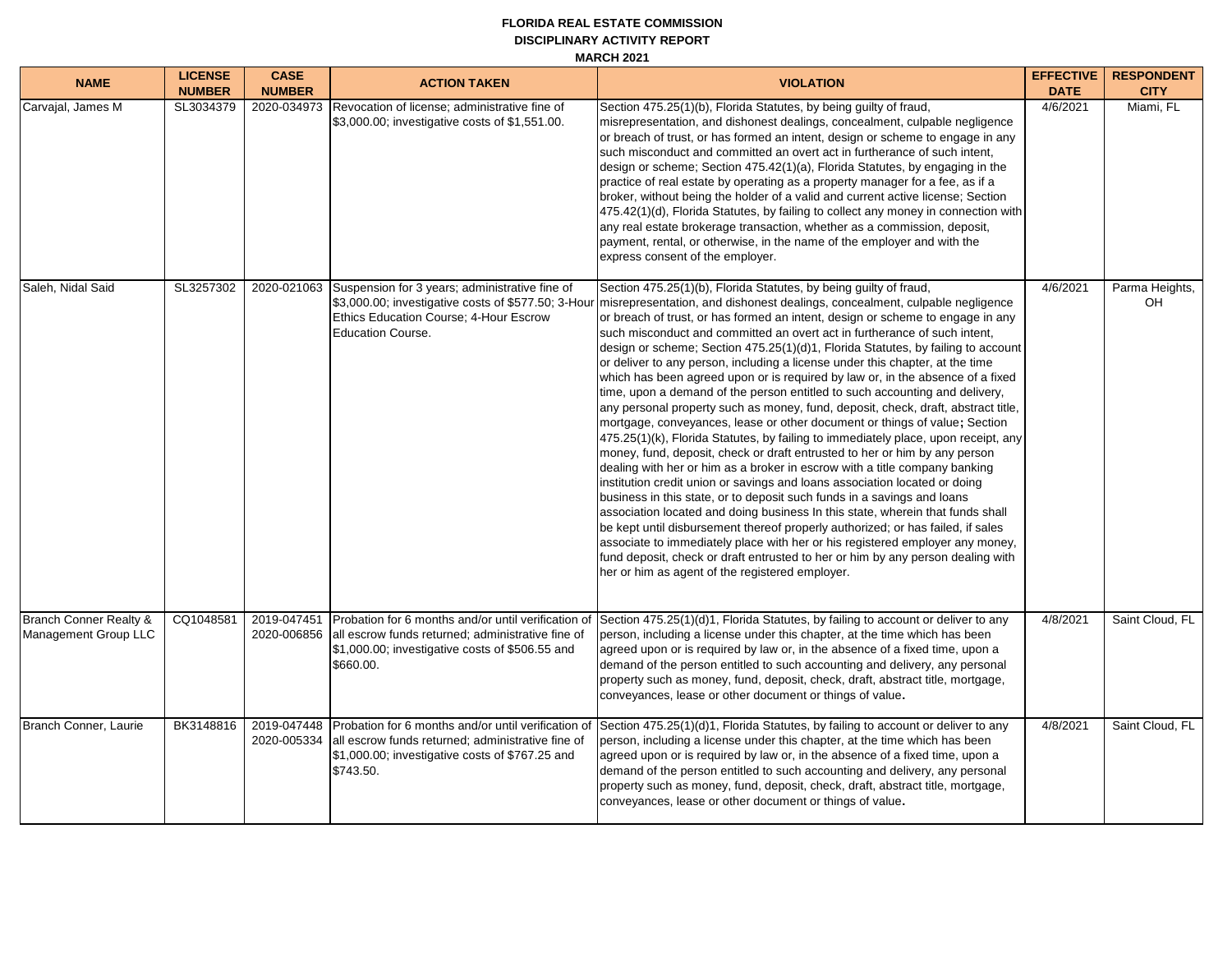**FLORIDA REAL ESTATE COMMISSION**

**DISCIPLINARY ACTIVITY REPORT**

**MARCH 2021**

| NAME | LICENSE NUMBER | CASE NUMBER | ACTION TAKEN | VIOLATION | EFFECTIVE DATE | RESPONDENT CITY |
|---|---|---|---|---|---|---|
| Carvajal, James M | SL3034379 | 2020-034973 | Revocation of license; administrative fine of $3,000.00; investigative costs of $1,551.00. | Section 475.25(1)(b), Florida Statutes, by being guilty of fraud, misrepresentation, and dishonest dealings, concealment, culpable negligence or breach of trust, or has formed an intent, design or scheme to engage in any such misconduct and committed an overt act in furtherance of such intent, design or scheme; Section 475.42(1)(a), Florida Statutes, by engaging in the practice of real estate by operating as a property manager for a fee, as if a broker, without being the holder of a valid and current active license; Section 475.42(1)(d), Florida Statutes, by failing to collect any money in connection with any real estate brokerage transaction, whether as a commission, deposit, payment, rental, or otherwise, in the name of the employer and with the express consent of the employer. | 4/6/2021 | Miami, FL |
| Saleh, Nidal Said | SL3257302 | 2020-021063 | Suspension for 3 years; administrative fine of $3,000.00; investigative costs of $577.50; 3-Hour Ethics Education Course; 4-Hour Escrow Education Course. | Section 475.25(1)(b), Florida Statutes, by being guilty of fraud, misrepresentation, and dishonest dealings, concealment, culpable negligence or breach of trust, or has formed an intent, design or scheme to engage in any such misconduct and committed an overt act in furtherance of such intent, design or scheme; Section 475.25(1)(d)1, Florida Statutes, by failing to account or deliver to any person, including a license under this chapter, at the time which has been agreed upon or is required by law or, in the absence of a fixed time, upon a demand of the person entitled to such accounting and delivery, any personal property such as money, fund, deposit, check, draft, abstract title, mortgage, conveyances, lease or other document or things of value; Section 475.25(1)(k), Florida Statutes, by failing to immediately place, upon receipt, any money, fund, deposit, check or draft entrusted to her or him by any person dealing with her or him as a broker in escrow with a title company banking institution credit union or savings and loans association located or doing business in this state, or to deposit such funds in a savings and loans association located and doing business In this state, wherein that funds shall be kept until disbursement thereof properly authorized; or has failed, if sales associate to immediately place with her or his registered employer any money, fund deposit, check or draft entrusted to her or him by any person dealing with her or him as agent of the registered employer. | 4/6/2021 | Parma Heights, OH |
| Branch Conner Realty & Management Group LLC | CQ1048581 | 2019-047451 2020-006856 | Probation for 6 months and/or until verification of all escrow funds returned; administrative fine of $1,000.00; investigative costs of $506.55 and $660.00. | Section 475.25(1)(d)1, Florida Statutes, by failing to account or deliver to any person, including a license under this chapter, at the time which has been agreed upon or is required by law or, in the absence of a fixed time, upon a demand of the person entitled to such accounting and delivery, any personal property such as money, fund, deposit, check, draft, abstract title, mortgage, conveyances, lease or other document or things of value. | 4/8/2021 | Saint Cloud, FL |
| Branch Conner, Laurie | BK3148816 | 2019-047448 2020-005334 | Probation for 6 months and/or until verification of all escrow funds returned; administrative fine of $1,000.00; investigative costs of $767.25 and $743.50. | Section 475.25(1)(d)1, Florida Statutes, by failing to account or deliver to any person, including a license under this chapter, at the time which has been agreed upon or is required by law or, in the absence of a fixed time, upon a demand of the person entitled to such accounting and delivery, any personal property such as money, fund, deposit, check, draft, abstract title, mortgage, conveyances, lease or other document or things of value. | 4/8/2021 | Saint Cloud, FL |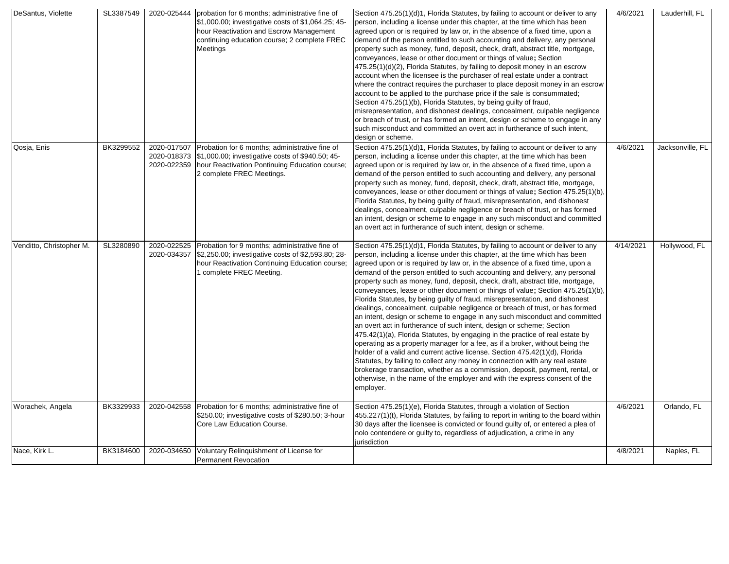| | | | | | | |
|---|---|---|---|---|---|---|
| DeSantus, Violette | SL3387549 | 2020-025444 | probation for 6 months; administrative fine of $1,000.00; investigative costs of $1,064.25; 45-hour Reactivation and Escrow Management continuing education course; 2 complete FREC Meetings | Section 475.25(1)(d)1, Florida Statutes, by failing to account or deliver to any person, including a license under this chapter, at the time which has been agreed upon or is required by law or, in the absence of a fixed time, upon a demand of the person entitled to such accounting and delivery, any personal property such as money, fund, deposit, check, draft, abstract title, mortgage, conveyances, lease or other document or things of value**;** Section 475.25(1)(d)(2), Florida Statutes, by failing to deposit money in an escrow account when the licensee is the purchaser of real estate under a contract where the contract requires the purchaser to place deposit money in an escrow account to be applied to the purchase price if the sale is consummated; Section 475.25(1)(b), Florida Statutes, by being guilty of fraud, misrepresentation, and dishonest dealings, concealment, culpable negligence or breach of trust, or has formed an intent, design or scheme to engage in any such misconduct and committed an overt act in furtherance of such intent, design or scheme. | 4/6/2021 | Lauderhill, FL |
| Qosja, Enis | BK3299552 | 2020-017507 2020-018373 2020-022359 | Probation for 6 months; administrative fine of $1,000.00; investigative costs of $940.50; 45-hour Reactivation Pontinuing Education course; 2 complete FREC Meetings. | Section 475.25(1)(d)1, Florida Statutes, by failing to account or deliver to any person, including a license under this chapter, at the time which has been agreed upon or is required by law or, in the absence of a fixed time, upon a demand of the person entitled to such accounting and delivery, any personal property such as money, fund, deposit, check, draft, abstract title, mortgage, conveyances, lease or other document or things of value**;** Section 475.25(1)(b), Florida Statutes, by being guilty of fraud, misrepresentation, and dishonest dealings, concealment, culpable negligence or breach of trust, or has formed an intent, design or scheme to engage in any such misconduct and committed an overt act in furtherance of such intent, design or scheme. | 4/6/2021 | Jacksonville, FL |
| Venditto, Christopher M. | SL3280890 | 2020-022525 2020-034357 | Probation for 9 months; administrative fine of $2,250.00; investigative costs of $2,593.80; 28-hour Reactivation Continuing Education course; 1 complete FREC Meeting. | Section 475.25(1)(d)1, Florida Statutes, by failing to account or deliver to any person, including a license under this chapter, at the time which has been agreed upon or is required by law or, in the absence of a fixed time, upon a demand of the person entitled to such accounting and delivery, any personal property such as money, fund, deposit, check, draft, abstract title, mortgage, conveyances, lease or other document or things of value**;** Section 475.25(1)(b), Florida Statutes, by being guilty of fraud, misrepresentation, and dishonest dealings, concealment, culpable negligence or breach of trust, or has formed an intent, design or scheme to engage in any such misconduct and committed an overt act in furtherance of such intent, design or scheme; Section 475.42(1)(a), Florida Statutes, by engaging in the practice of real estate by operating as a property manager for a fee, as if a broker, without being the holder of a valid and current active license. Section 475.42(1)(d), Florida Statutes, by failing to collect any money in connection with any real estate brokerage transaction, whether as a commission, deposit, payment, rental, or otherwise, in the name of the employer and with the express consent of the employer. | 4/14/2021 | Hollywood, FL |
| Worachek, Angela | BK3329933 | 2020-042558 | Probation for 6 months; administrative fine of $250.00; investigative costs of $280.50; 3-hour Core Law Education Course. | Section 475.25(1)(e), Florida Statutes, through a violation of Section 455.227(1)(t), Florida Statutes, by failing to report in writing to the board within 30 days after the licensee is convicted or found guilty of, or entered a plea of nolo contendere or guilty to, regardless of adjudication, a crime in any jurisdiction | 4/6/2021 | Orlando, FL |
| Nace, Kirk L. | BK3184600 | 2020-034650 | Voluntary Relinquishment of License for Permanent Revocation | | 4/8/2021 | Naples, FL |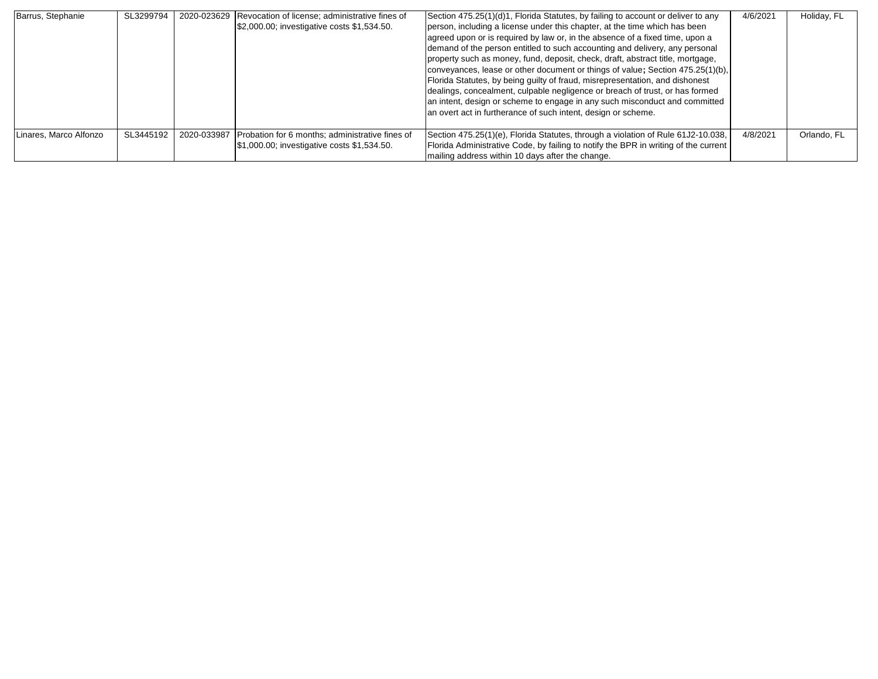| | | | | | | |
|---|---|---|---|---|---|---|
| Barrus, Stephanie | SL3299794 | 2020-023629 | Revocation of license; administrative fines of $2,000.00; investigative costs $1,534.50. | Section 475.25(1)(d)1, Florida Statutes, by failing to account or deliver to any person, including a license under this chapter, at the time which has been agreed upon or is required by law or, in the absence of a fixed time, upon a demand of the person entitled to such accounting and delivery, any personal property such as money, fund, deposit, check, draft, abstract title, mortgage, conveyances, lease or other document or things of value**;** Section 475.25(1)(b), Florida Statutes, by being guilty of fraud, misrepresentation, and dishonest dealings, concealment, culpable negligence or breach of trust, or has formed an intent, design or scheme to engage in any such misconduct and committed an overt act in furtherance of such intent, design or scheme. | 4/6/2021 | Holiday, FL |
| Linares, Marco Alfonzo | SL3445192 | 2020-033987 | Probation for 6 months; administrative fines of $1,000.00; investigative costs $1,534.50. | Section 475.25(1)(e), Florida Statutes, through a violation of Rule 61J2-10.038, Florida Administrative Code, by failing to notify the BPR in writing of the current mailing address within 10 days after the change. | 4/8/2021 | Orlando, FL |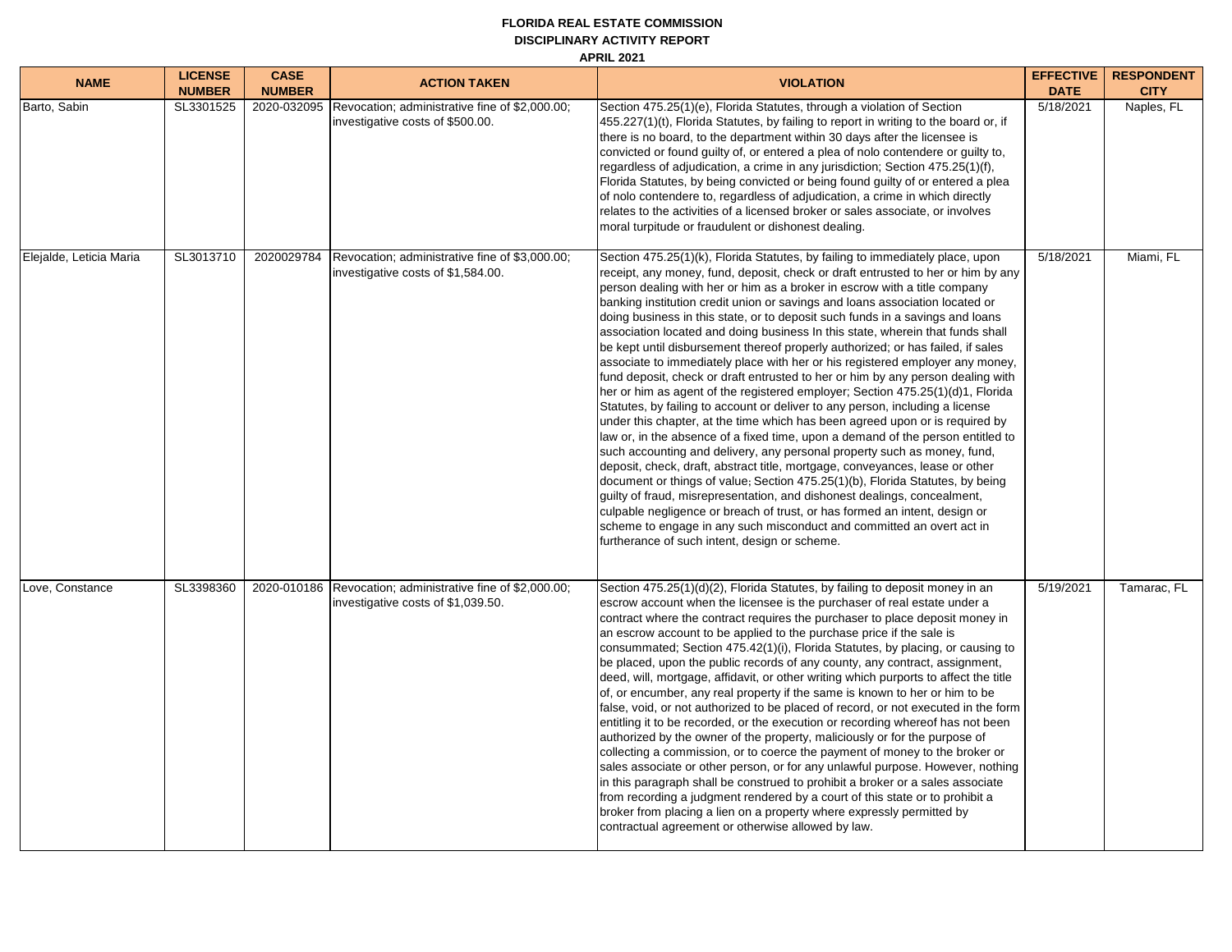**FLORIDA REAL ESTATE COMMISSION**

**DISCIPLINARY ACTIVITY REPORT**

**APRIL 2021**

| NAME | LICENSE NUMBER | CASE NUMBER | ACTION TAKEN | VIOLATION | EFFECTIVE DATE | RESPONDENT CITY |
|---|---|---|---|---|---|---|
| Barto, Sabin | SL3301525 | 2020-032095 | Revocation; administrative fine of $2,000.00; investigative costs of $500.00. | Section 475.25(1)(e), Florida Statutes, through a violation of Section 455.227(1)(t), Florida Statutes, by failing to report in writing to the board or, if there is no board, to the department within 30 days after the licensee is convicted or found guilty of, or entered a plea of nolo contendere or guilty to, regardless of adjudication, a crime in any jurisdiction; Section 475.25(1)(f), Florida Statutes, by being convicted or being found guilty of or entered a plea of nolo contendere to, regardless of adjudication, a crime in which directly relates to the activities of a licensed broker or sales associate, or involves moral turpitude or fraudulent or dishonest dealing. | 5/18/2021 | Naples, FL |
| Elejalde, Leticia Maria | SL3013710 | 2020029784 | Revocation; administrative fine of $3,000.00; investigative costs of $1,584.00. | Section 475.25(1)(k), Florida Statutes, by failing to immediately place, upon receipt, any money, fund, deposit, check or draft entrusted to her or him by any person dealing with her or him as a broker in escrow with a title company banking institution credit union or savings and loans association located or doing business in this state, or to deposit such funds in a savings and loans association located and doing business In this state, wherein that funds shall be kept until disbursement thereof properly authorized; or has failed, if sales associate to immediately place with her or his registered employer any money, fund deposit, check or draft entrusted to her or him by any person dealing with her or him as agent of the registered employer; Section 475.25(1)(d)1, Florida Statutes, by failing to account or deliver to any person, including a license under this chapter, at the time which has been agreed upon or is required by law or, in the absence of a fixed time, upon a demand of the person entitled to such accounting and delivery, any personal property such as money, fund, deposit, check, draft, abstract title, mortgage, conveyances, lease or other document or things of value; Section 475.25(1)(b), Florida Statutes, by being guilty of fraud, misrepresentation, and dishonest dealings, concealment, culpable negligence or breach of trust, or has formed an intent, design or scheme to engage in any such misconduct and committed an overt act in furtherance of such intent, design or scheme. | 5/18/2021 | Miami, FL |
| Love, Constance | SL3398360 | 2020-010186 | Revocation; administrative fine of $2,000.00; investigative costs of $1,039.50. | Section 475.25(1)(d)(2), Florida Statutes, by failing to deposit money in an escrow account when the licensee is the purchaser of real estate under a contract where the contract requires the purchaser to place deposit money in an escrow account to be applied to the purchase price if the sale is consummated; Section 475.42(1)(i), Florida Statutes, by placing, or causing to be placed, upon the public records of any county, any contract, assignment, deed, will, mortgage, affidavit, or other writing which purports to affect the title of, or encumber, any real property if the same is known to her or him to be false, void, or not authorized to be placed of record, or not executed in the form entitling it to be recorded, or the execution or recording whereof has not been authorized by the owner of the property, maliciously or for the purpose of collecting a commission, or to coerce the payment of money to the broker or sales associate or other person, or for any unlawful purpose. However, nothing in this paragraph shall be construed to prohibit a broker or a sales associate from recording a judgment rendered by a court of this state or to prohibit a broker from placing a lien on a property where expressly permitted by contractual agreement or otherwise allowed by law. | 5/19/2021 | Tamarac, FL |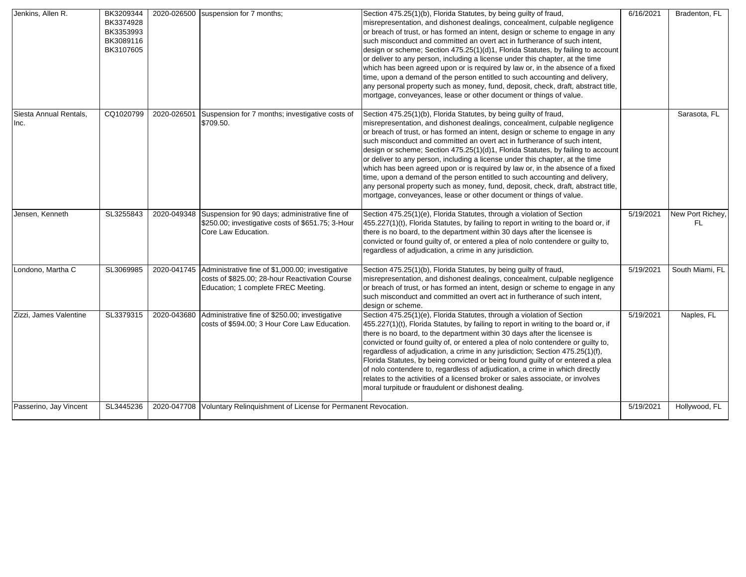| | | | | | | |
|---|---|---|---|---|---|---|
| Jenkins, Allen R. | BK3209344 BK3374928 BK3353993 BK3089116 BK3107605 | 2020-026500 | suspension for 7 months; | Section 475.25(1)(b), Florida Statutes, by being guilty of fraud, misrepresentation, and dishonest dealings, concealment, culpable negligence or breach of trust, or has formed an intent, design or scheme to engage in any such misconduct and committed an overt act in furtherance of such intent, design or scheme; Section 475.25(1)(d)1, Florida Statutes, by failing to account or deliver to any person, including a license under this chapter, at the time which has been agreed upon or is required by law or, in the absence of a fixed time, upon a demand of the person entitled to such accounting and delivery, any personal property such as money, fund, deposit, check, draft, abstract title, mortgage, conveyances, lease or other document or things of value. | 6/16/2021 | Bradenton, FL |
| Siesta Annual Rentals, Inc. | CQ1020799 | 2020-026501 | Suspension for 7 months; investigative costs of $709.50. | Section 475.25(1)(b), Florida Statutes, by being guilty of fraud, misrepresentation, and dishonest dealings, concealment, culpable negligence or breach of trust, or has formed an intent, design or scheme to engage in any such misconduct and committed an overt act in furtherance of such intent, design or scheme; Section 475.25(1)(d)1, Florida Statutes, by failing to account or deliver to any person, including a license under this chapter, at the time which has been agreed upon or is required by law or, in the absence of a fixed time, upon a demand of the person entitled to such accounting and delivery, any personal property such as money, fund, deposit, check, draft, abstract title, mortgage, conveyances, lease or other document or things of value. | | Sarasota, FL |
| Jensen, Kenneth | SL3255843 | 2020-049348 | Suspension for 90 days; administrative fine of $250.00; investigative costs of $651.75; 3-Hour Core Law Education. | Section 475.25(1)(e), Florida Statutes, through a violation of Section 455.227(1)(t), Florida Statutes, by failing to report in writing to the board or, if there is no board, to the department within 30 days after the licensee is convicted or found guilty of, or entered a plea of nolo contendere or guilty to, regardless of adjudication, a crime in any jurisdiction. | 5/19/2021 | New Port Richey, FL |
| Londono, Martha C | SL3069985 | 2020-041745 | Administrative fine of $1,000.00; investigative costs of $825.00; 28-hour Reactivation Course Education; 1 complete FREC Meeting. | Section 475.25(1)(b), Florida Statutes, by being guilty of fraud, misrepresentation, and dishonest dealings, concealment, culpable negligence or breach of trust, or has formed an intent, design or scheme to engage in any such misconduct and committed an overt act in furtherance of such intent, design or scheme. | 5/19/2021 | South Miami, FL |
| Zizzi, James Valentine | SL3379315 | 2020-043680 | Administrative fine of $250.00; investigative costs of $594.00; 3 Hour Core Law Education. | Section 475.25(1)(e), Florida Statutes, through a violation of Section 455.227(1)(t), Florida Statutes, by failing to report in writing to the board or, if there is no board, to the department within 30 days after the licensee is convicted or found guilty of, or entered a plea of nolo contendere or guilty to, regardless of adjudication, a crime in any jurisdiction; Section 475.25(1)(f), Florida Statutes, by being convicted or being found guilty of or entered a plea of nolo contendere to, regardless of adjudication, a crime in which directly relates to the activities of a licensed broker or sales associate, or involves moral turpitude or fraudulent or dishonest dealing. | 5/19/2021 | Naples, FL |
| Passerino, Jay Vincent | SL3445236 | 2020-047708 | Voluntary Relinquishment of License for Permanent Revocation. | | 5/19/2021 | Hollywood, FL |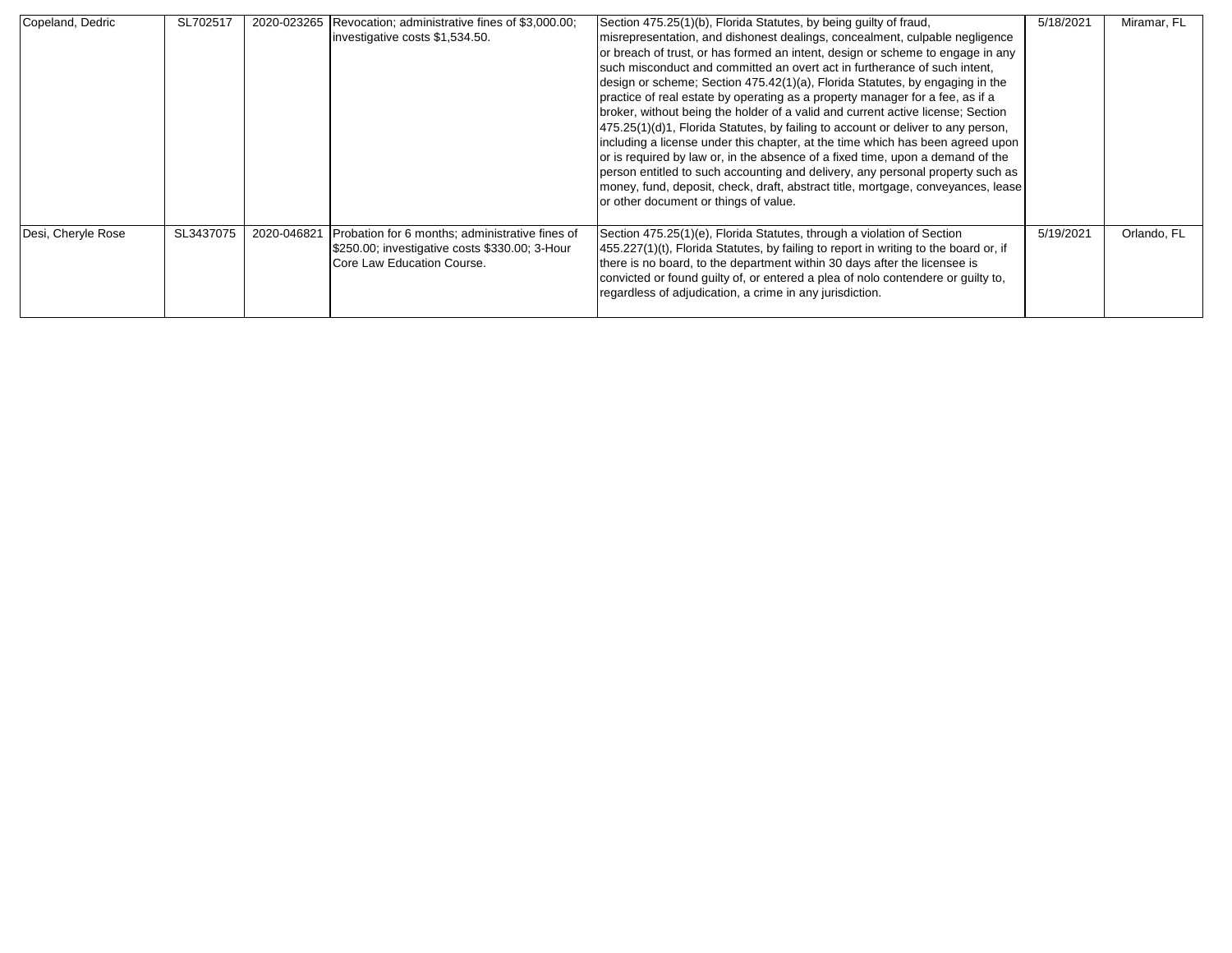| | | | | | | |
|---|---|---|---|---|---|---|
| Copeland, Dedric | SL702517 | 2020-023265 | Revocation; administrative fines of $3,000.00; investigative costs $1,534.50. | Section 475.25(1)(b), Florida Statutes, by being guilty of fraud, misrepresentation, and dishonest dealings, concealment, culpable negligence or breach of trust, or has formed an intent, design or scheme to engage in any such misconduct and committed an overt act in furtherance of such intent, design or scheme; Section 475.42(1)(a), Florida Statutes, by engaging in the practice of real estate by operating as a property manager for a fee, as if a broker, without being the holder of a valid and current active license; Section 475.25(1)(d)1, Florida Statutes, by failing to account or deliver to any person, including a license under this chapter, at the time which has been agreed upon or is required by law or, in the absence of a fixed time, upon a demand of the person entitled to such accounting and delivery, any personal property such as money, fund, deposit, check, draft, abstract title, mortgage, conveyances, lease or other document or things of value. | 5/18/2021 | Miramar, FL |
| Desi, Cheryle Rose | SL3437075 | 2020-046821 | Probation for 6 months; administrative fines of $250.00; investigative costs $330.00; 3-Hour Core Law Education Course. | Section 475.25(1)(e), Florida Statutes, through a violation of Section 455.227(1)(t), Florida Statutes, by failing to report in writing to the board or, if there is no board, to the department within 30 days after the licensee is convicted or found guilty of, or entered a plea of nolo contendere or guilty to, regardless of adjudication, a crime in any jurisdiction. | 5/19/2021 | Orlando, FL |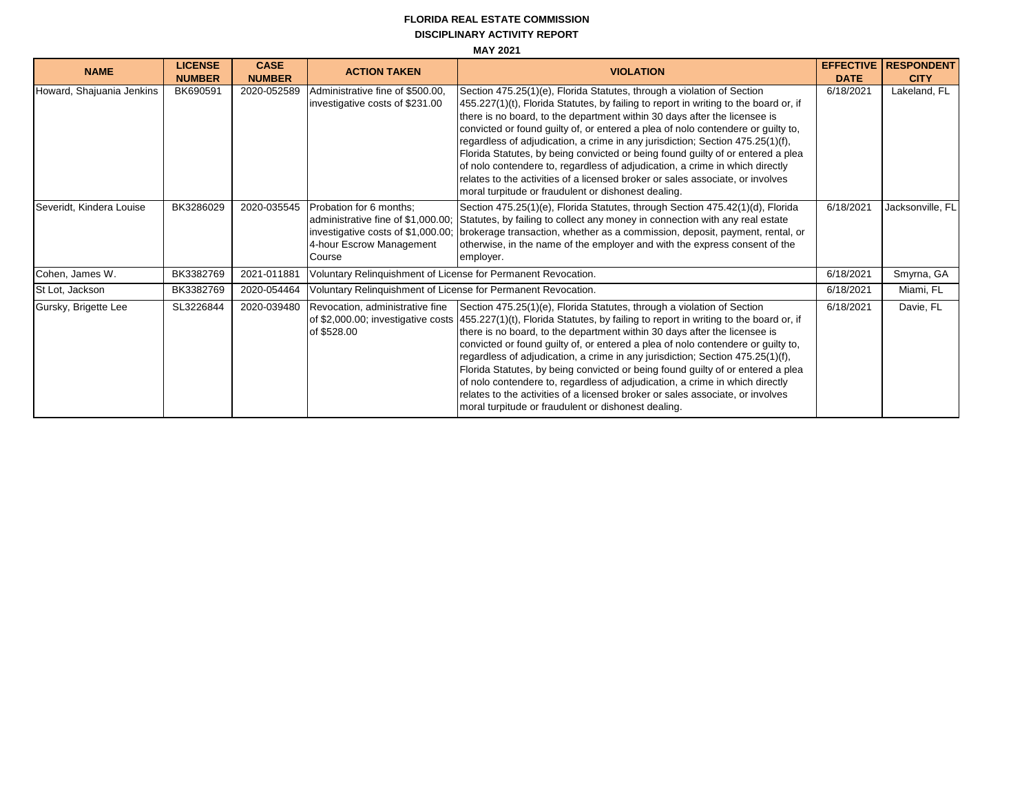**FLORIDA REAL ESTATE COMMISSION**

**DISCIPLINARY ACTIVITY REPORT**

**MAY 2021**

| NAME | LICENSE NUMBER | CASE NUMBER | ACTION TAKEN | VIOLATION | EFFECTIVE DATE | RESPONDENT CITY |
|---|---|---|---|---|---|---|
| Howard, Shajuania Jenkins | BK690591 | 2020-052589 | Administrative fine of $500.00, investigative costs of $231.00 | Section 475.25(1)(e), Florida Statutes, through a violation of Section 455.227(1)(t), Florida Statutes, by failing to report in writing to the board or, if there is no board, to the department within 30 days after the licensee is convicted or found guilty of, or entered a plea of nolo contendere or guilty to, regardless of adjudication, a crime in any jurisdiction; Section 475.25(1)(f), Florida Statutes, by being convicted or being found guilty of or entered a plea of nolo contendere to, regardless of adjudication, a crime in which directly relates to the activities of a licensed broker or sales associate, or involves moral turpitude or fraudulent or dishonest dealing. | 6/18/2021 | Lakeland, FL |
| Severidt, Kindera Louise | BK3286029 | 2020-035545 | Probation for 6 months; administrative fine of $1,000.00; investigative costs of $1,000.00; 4-hour Escrow Management Course | Section 475.25(1)(e), Florida Statutes, through Section 475.42(1)(d), Florida Statutes, by failing to collect any money in connection with any real estate brokerage transaction, whether as a commission, deposit, payment, rental, or otherwise, in the name of the employer and with the express consent of the employer. | 6/18/2021 | Jacksonville, FL |
| Cohen, James W. | BK3382769 | 2021-011881 | Voluntary Relinquishment of License for Permanent Revocation. | | 6/18/2021 | Smyrna, GA |
| St Lot, Jackson | BK3382769 | 2020-054464 | Voluntary Relinquishment of License for Permanent Revocation. | | 6/18/2021 | Miami, FL |
| Gursky, Brigette Lee | SL3226844 | 2020-039480 | Revocation, administrative fine of $2,000.00; investigative costs of $528.00 | Section 475.25(1)(e), Florida Statutes, through a violation of Section 455.227(1)(t), Florida Statutes, by failing to report in writing to the board or, if there is no board, to the department within 30 days after the licensee is convicted or found guilty of, or entered a plea of nolo contendere or guilty to, regardless of adjudication, a crime in any jurisdiction; Section 475.25(1)(f), Florida Statutes, by being convicted or being found guilty of or entered a plea of nolo contendere to, regardless of adjudication, a crime in which directly relates to the activities of a licensed broker or sales associate, or involves moral turpitude or fraudulent or dishonest dealing. | 6/18/2021 | Davie, FL |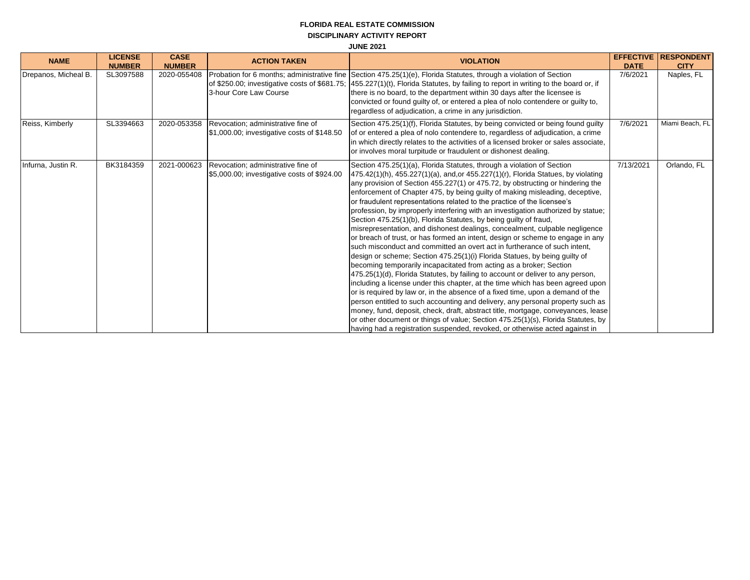**FLORIDA REAL ESTATE COMMISSION**

**DISCIPLINARY ACTIVITY REPORT**

**JUNE 2021**

| NAME | LICENSE NUMBER | CASE NUMBER | ACTION TAKEN | VIOLATION | EFFECTIVE DATE | RESPONDENT CITY |
|---|---|---|---|---|---|---|
| Drepanos, Micheal B. | SL3097588 | 2020-055408 | Probation for 6 months; administrative fine of $250.00; investigative costs of $681.75; 3-hour Core Law Course | Section 475.25(1)(e), Florida Statutes, through a violation of Section 455.227(1)(t), Florida Statutes, by failing to report in writing to the board or, if there is no board, to the department within 30 days after the licensee is convicted or found guilty of, or entered a plea of nolo contendere or guilty to, regardless of adjudication, a crime in any jurisdiction. | 7/6/2021 | Naples, FL |
| Reiss, Kimberly | SL3394663 | 2020-053358 | Revocation; administrative fine of $1,000.00; investigative costs of $148.50 | Section 475.25(1)(f), Florida Statutes, by being convicted or being found guilty of or entered a plea of nolo contendere to, regardless of adjudication, a crime in which directly relates to the activities of a licensed broker or sales associate, or involves moral turpitude or fraudulent or dishonest dealing. | 7/6/2021 | Miami Beach, FL |
| Infurna, Justin R. | BK3184359 | 2021-000623 | Revocation; administrative fine of $5,000.00; investigative costs of $924.00 | Section 475.25(1)(a), Florida Statutes, through a violation of Section 475.42(1)(h), 455.227(1)(a), and,or 455.227(1)(r), Florida Statues, by violating any provision of Section 455.227(1) or 475.72, by obstructing or hindering the enforcement of Chapter 475, by being guilty of making misleading, deceptive, or fraudulent representations related to the practice of the licensee's profession, by improperly interfering with an investigation authorized by statue; Section 475.25(1)(b), Florida Statutes, by being guilty of fraud, misrepresentation, and dishonest dealings, concealment, culpable negligence or breach of trust, or has formed an intent, design or scheme to engage in any such misconduct and committed an overt act in furtherance of such intent, design or scheme; Section 475.25(1)(i) Florida Statues, by being guilty of becoming temporarily incapacitated from acting as a broker; Section 475.25(1)(d), Florida Statutes, by failing to account or deliver to any person, including a license under this chapter, at the time which has been agreed upon or is required by law or, in the absence of a fixed time, upon a demand of the person entitled to such accounting and delivery, any personal property such as money, fund, deposit, check, draft, abstract title, mortgage, conveyances, lease or other document or things of value; Section 475.25(1)(s), Florida Statutes, by having had a registration suspended, revoked, or otherwise acted against in | 7/13/2021 | Orlando, FL |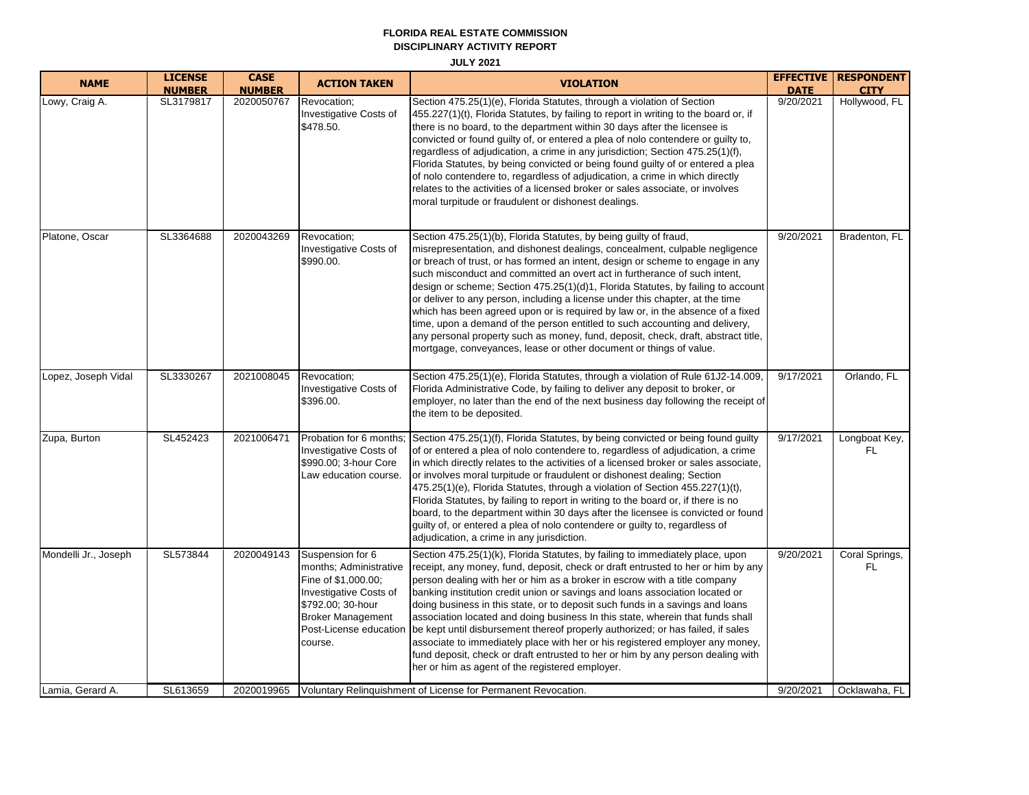**FLORIDA REAL ESTATE COMMISSION**
**DISCIPLINARY ACTIVITY REPORT**
**JULY 2021**

| NAME | LICENSE NUMBER | CASE NUMBER | ACTION TAKEN | VIOLATION | EFFECTIVE DATE | RESPONDENT CITY |
|---|---|---|---|---|---|---|
| Lowy, Craig A. | SL3179817 | 2020050767 | Revocation; Investigative Costs of $478.50. | Section 475.25(1)(e), Florida Statutes, through a violation of Section 455.227(1)(t), Florida Statutes, by failing to report in writing to the board or, if there is no board, to the department within 30 days after the licensee is convicted or found guilty of, or entered a plea of nolo contendere or guilty to, regardless of adjudication, a crime in any jurisdiction; Section 475.25(1)(f), Florida Statutes, by being convicted or being found guilty of or entered a plea of nolo contendere to, regardless of adjudication, a crime in which directly relates to the activities of a licensed broker or sales associate, or involves moral turpitude or fraudulent or dishonest dealings. | 9/20/2021 | Hollywood, FL |
| Platone, Oscar | SL3364688 | 2020043269 | Revocation; Investigative Costs of $990.00. | Section 475.25(1)(b), Florida Statutes, by being guilty of fraud, misrepresentation, and dishonest dealings, concealment, culpable negligence or breach of trust, or has formed an intent, design or scheme to engage in any such misconduct and committed an overt act in furtherance of such intent, design or scheme; Section 475.25(1)(d)1, Florida Statutes, by failing to account or deliver to any person, including a license under this chapter, at the time which has been agreed upon or is required by law or, in the absence of a fixed time, upon a demand of the person entitled to such accounting and delivery, any personal property such as money, fund, deposit, check, draft, abstract title, mortgage, conveyances, lease or other document or things of value. | 9/20/2021 | Bradenton, FL |
| Lopez, Joseph Vidal | SL3330267 | 2021008045 | Revocation; Investigative Costs of $396.00. | Section 475.25(1)(e), Florida Statutes, through a violation of Rule 61J2-14.009, Florida Administrative Code, by failing to deliver any deposit to broker, or employer, no later than the end of the next business day following the receipt of the item to be deposited. | 9/17/2021 | Orlando, FL |
| Zupa, Burton | SL452423 | 2021006471 | Probation for 6 months; Investigative Costs of $990.00; 3-hour Core Law education course. | Section 475.25(1)(f), Florida Statutes, by being convicted or being found guilty of or entered a plea of nolo contendere to, regardless of adjudication, a crime in which directly relates to the activities of a licensed broker or sales associate, or involves moral turpitude or fraudulent or dishonest dealing; Section 475.25(1)(e), Florida Statutes, through a violation of Section 455.227(1)(t), Florida Statutes, by failing to report in writing to the board or, if there is no board, to the department within 30 days after the licensee is convicted or found guilty of, or entered a plea of nolo contendere or guilty to, regardless of adjudication, a crime in any jurisdiction. | 9/17/2021 | Longboat Key, FL |
| Mondelli Jr., Joseph | SL573844 | 2020049143 | Suspension for 6 months; Administrative Fine of $1,000.00; Investigative Costs of $792.00; 30-hour Broker Management Post-License education course. | Section 475.25(1)(k), Florida Statutes, by failing to immediately place, upon receipt, any money, fund, deposit, check or draft entrusted to her or him by any person dealing with her or him as a broker in escrow with a title company banking institution credit union or savings and loans association located or doing business in this state, or to deposit such funds in a savings and loans association located and doing business In this state, wherein that funds shall be kept until disbursement thereof properly authorized; or has failed, if sales associate to immediately place with her or his registered employer any money, fund deposit, check or draft entrusted to her or him by any person dealing with her or him as agent of the registered employer. | 9/20/2021 | Coral Springs, FL |
| Lamia, Gerard A. | SL613659 | 2020019965 | Voluntary Relinquishment of License for Permanent Revocation. | | 9/20/2021 | Ocklawaha, FL |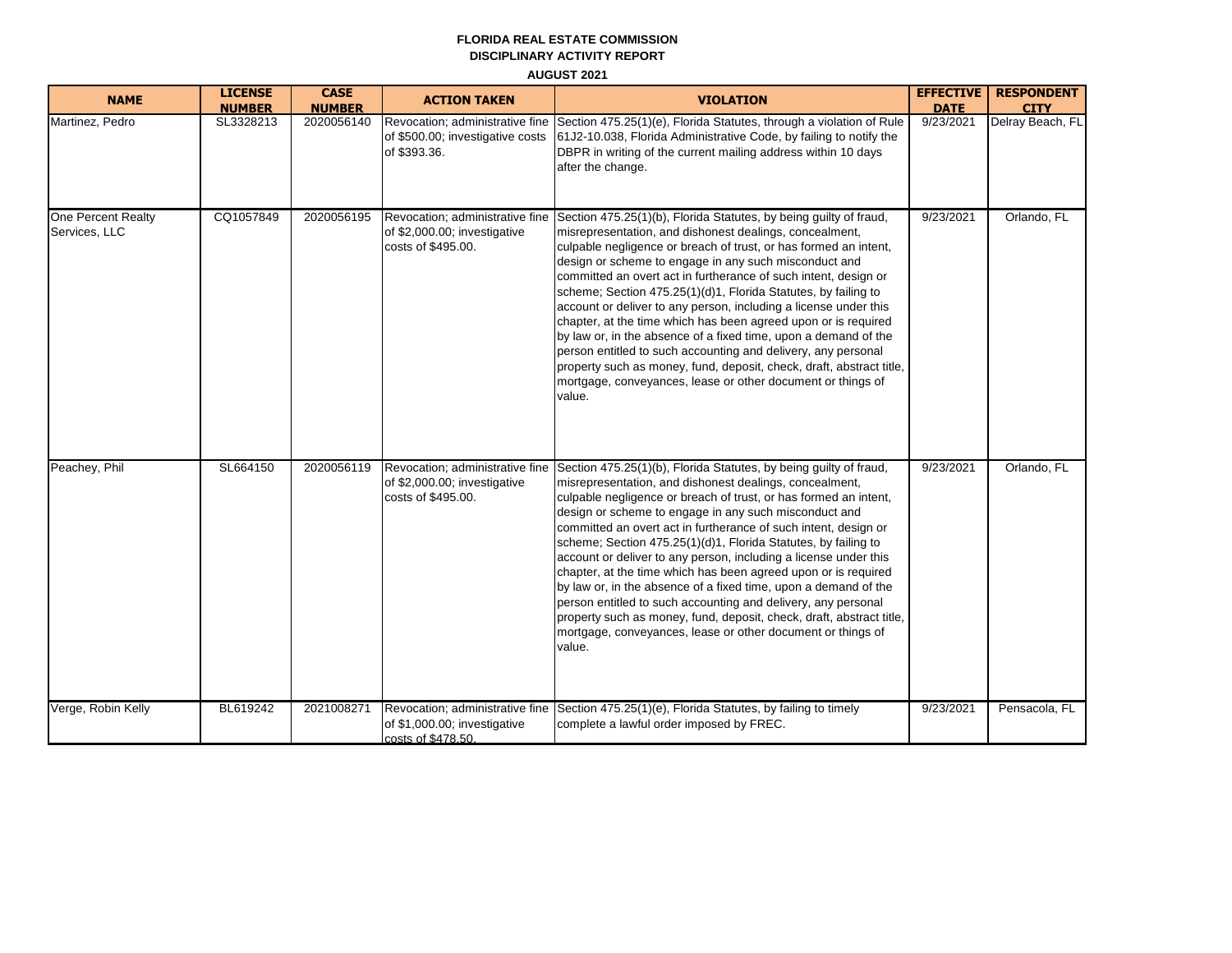**FLORIDA REAL ESTATE COMMISSION**

**DISCIPLINARY ACTIVITY REPORT**

**AUGUST 2021**

| NAME | LICENSE NUMBER | CASE NUMBER | ACTION TAKEN | VIOLATION | EFFECTIVE DATE | RESPONDENT CITY |
|---|---|---|---|---|---|---|
| Martinez, Pedro | SL3328213 | 2020056140 | Revocation; administrative fine of $500.00; investigative costs of $393.36. | Section 475.25(1)(e), Florida Statutes, through a violation of Rule 61J2-10.038, Florida Administrative Code, by failing to notify the DBPR in writing of the current mailing address within 10 days after the change. | 9/23/2021 | Delray Beach, FL |
| One Percent Realty Services, LLC | CQ1057849 | 2020056195 | Revocation; administrative fine of $2,000.00; investigative costs of $495.00. | Section 475.25(1)(b), Florida Statutes, by being guilty of fraud, misrepresentation, and dishonest dealings, concealment, culpable negligence or breach of trust, or has formed an intent, design or scheme to engage in any such misconduct and committed an overt act in furtherance of such intent, design or scheme; Section 475.25(1)(d)1, Florida Statutes, by failing to account or deliver to any person, including a license under this chapter, at the time which has been agreed upon or is required by law or, in the absence of a fixed time, upon a demand of the person entitled to such accounting and delivery, any personal property such as money, fund, deposit, check, draft, abstract title, mortgage, conveyances, lease or other document or things of value. | 9/23/2021 | Orlando, FL |
| Peachey, Phil | SL664150 | 2020056119 | Revocation; administrative fine of $2,000.00; investigative costs of $495.00. | Section 475.25(1)(b), Florida Statutes, by being guilty of fraud, misrepresentation, and dishonest dealings, concealment, culpable negligence or breach of trust, or has formed an intent, design or scheme to engage in any such misconduct and committed an overt act in furtherance of such intent, design or scheme; Section 475.25(1)(d)1, Florida Statutes, by failing to account or deliver to any person, including a license under this chapter, at the time which has been agreed upon or is required by law or, in the absence of a fixed time, upon a demand of the person entitled to such accounting and delivery, any personal property such as money, fund, deposit, check, draft, abstract title, mortgage, conveyances, lease or other document or things of value. | 9/23/2021 | Orlando, FL |
| Verge, Robin Kelly | BL619242 | 2021008271 | Revocation; administrative fine of $1,000.00; investigative costs of $478.50. | Section 475.25(1)(e), Florida Statutes, by failing to timely complete a lawful order imposed by FREC. | 9/23/2021 | Pensacola, FL |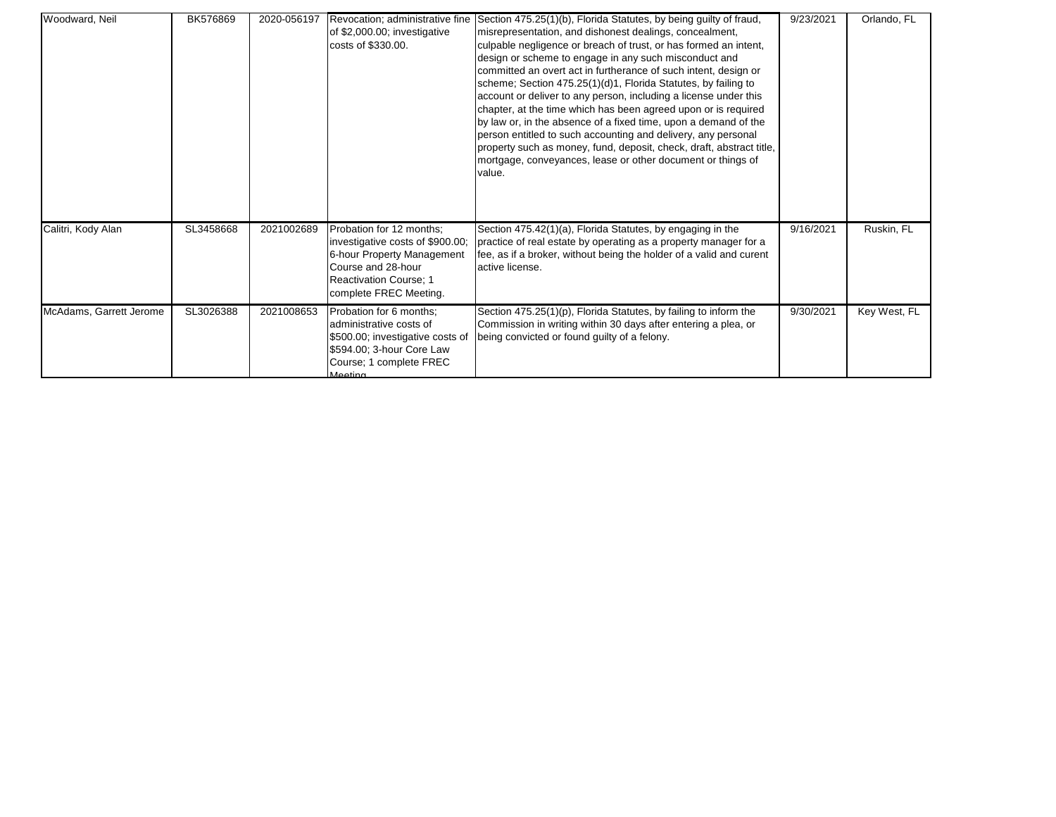| | | | | | | |
|---|---|---|---|---|---|---|
| Woodward, Neil | BK576869 | 2020-056197 | Revocation; administrative fine of $2,000.00; investigative costs of $330.00. | Section 475.25(1)(b), Florida Statutes, by being guilty of fraud, misrepresentation, and dishonest dealings, concealment, culpable negligence or breach of trust, or has formed an intent, design or scheme to engage in any such misconduct and committed an overt act in furtherance of such intent, design or scheme; Section 475.25(1)(d)1, Florida Statutes, by failing to account or deliver to any person, including a license under this chapter, at the time which has been agreed upon or is required by law or, in the absence of a fixed time, upon a demand of the person entitled to such accounting and delivery, any personal property such as money, fund, deposit, check, draft, abstract title, mortgage, conveyances, lease or other document or things of value. | 9/23/2021 | Orlando, FL |
| Calitri, Kody Alan | SL3458668 | 2021002689 | Probation for 12 months; investigative costs of $900.00; 6-hour Property Management Course and 28-hour Reactivation Course; 1 complete FREC Meeting. | Section 475.42(1)(a), Florida Statutes, by engaging in the practice of real estate by operating as a property manager for a fee, as if a broker, without being the holder of a valid and curent active license. | 9/16/2021 | Ruskin, FL |
| McAdams, Garrett Jerome | SL3026388 | 2021008653 | Probation for 6 months; administrative costs of $500.00; investigative costs of $594.00; 3-hour Core Law Course; 1 complete FREC Meeting | Section 475.25(1)(p), Florida Statutes, by failing to inform the Commission in writing within 30 days after entering a plea, or being convicted or found guilty of a felony. | 9/30/2021 | Key West, FL |